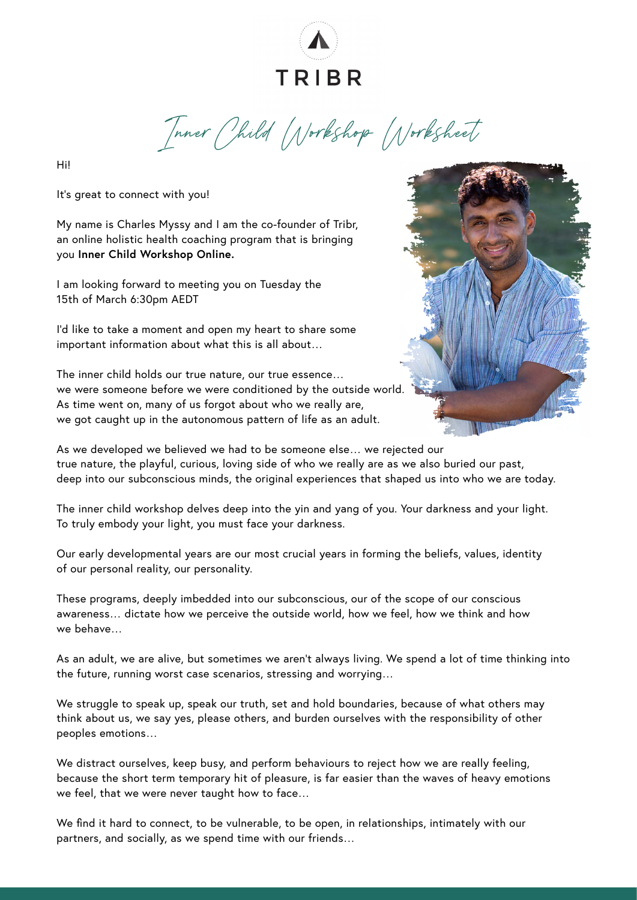TRIBR

# Inner Child Workshop Worksheet

Hi!

It's great to connect with you!

My name is Charles Myssy and I am the co-founder of Tribr, an online holistic health coaching program that is bringing you **Inner Child Workshop Online.**

I am looking forward to meeting you on Tuesday the 15th of March 6:30pm AEDT

I'd like to take a moment and open my heart to share some important information about what this is all about…

The inner child holds our true nature, our true essence… we were someone before we were conditioned by the outside world. As time went on, many of us forgot about who we really are, we got caught up in the autonomous pattern of life as an adult.

As we developed we believed we had to be someone else… we rejected our true nature, the playful, curious, loving side of who we really are as we also buried our past, deep into our subconscious minds, the original experiences that shaped us into who we are today.

The inner child workshop delves deep into the yin and yang of you. Your darkness and your light. To truly embody your light, you must face your darkness.

Our early developmental years are our most crucial years in forming the beliefs, values, identity of our personal reality, our personality.

These programs, deeply imbedded into our subconscious, our of the scope of our conscious awareness… dictate how we perceive the outside world, how we feel, how we think and how we behave…

As an adult, we are alive, but sometimes we aren't always living. We spend a lot of time thinking into the future, running worst case scenarios, stressing and worrying…

We struggle to speak up, speak our truth, set and hold boundaries, because of what others may think about us, we say yes, please others, and burden ourselves with the responsibility of other peoples emotions…

We distract ourselves, keep busy, and perform behaviours to reject how we are really feeling, because the short term temporary hit of pleasure, is far easier than the waves of heavy emotions we feel, that we were never taught how to face…

We find it hard to connect, to be vulnerable, to be open, in relationships, intimately with our partners, and socially, as we spend time with our friends…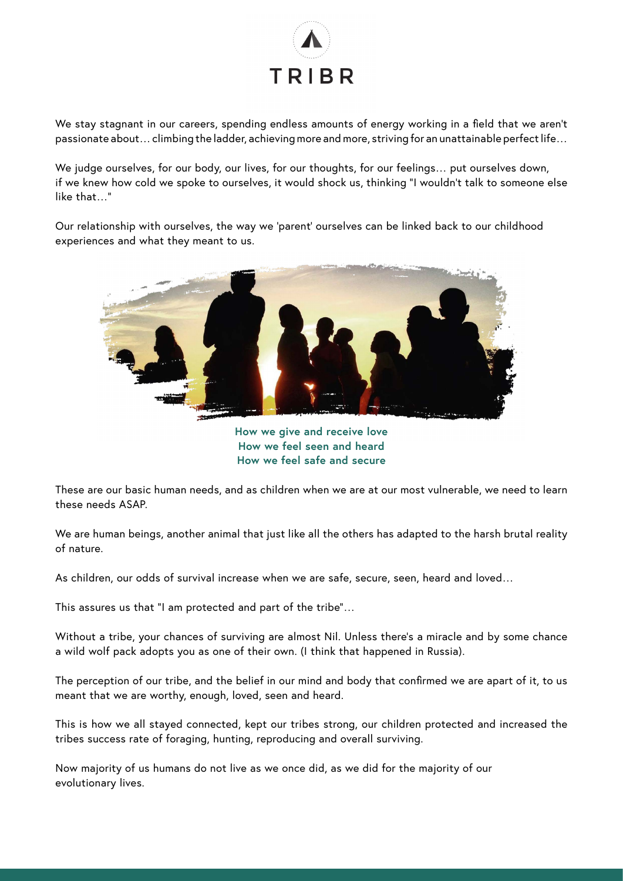We stay stagnant in our careers, spending endless amounts of energy working in a field that we aren't passionate about… climbing the ladder, achieving more and more, striving for an unattainable perfect life…

We judge ourselves, for our body, our lives, for our thoughts, for our feelings… put ourselves down, if we knew how cold we spoke to ourselves, it would shock us, thinking "I wouldn't talk to someone else like that…"

Our relationship with ourselves, the way we 'parent' ourselves can be linked back to our childhood experiences and what they meant to us.

**How we give and receive love**
**How we feel seen and heard**
**How we feel safe and secure**

These are our basic human needs, and as children when we are at our most vulnerable, we need to learn these needs ASAP.

We are human beings, another animal that just like all the others has adapted to the harsh brutal reality of nature.

As children, our odds of survival increase when we are safe, secure, seen, heard and loved…

This assures us that "I am protected and part of the tribe"…

Without a tribe, your chances of surviving are almost Nil. Unless there's a miracle and by some chance a wild wolf pack adopts you as one of their own. (I think that happened in Russia).

The perception of our tribe, and the belief in our mind and body that confirmed we are apart of it, to us meant that we are worthy, enough, loved, seen and heard.

This is how we all stayed connected, kept our tribes strong, our children protected and increased the tribes success rate of foraging, hunting, reproducing and overall surviving.

Now majority of us humans do not live as we once did, as we did for the majority of our evolutionary lives.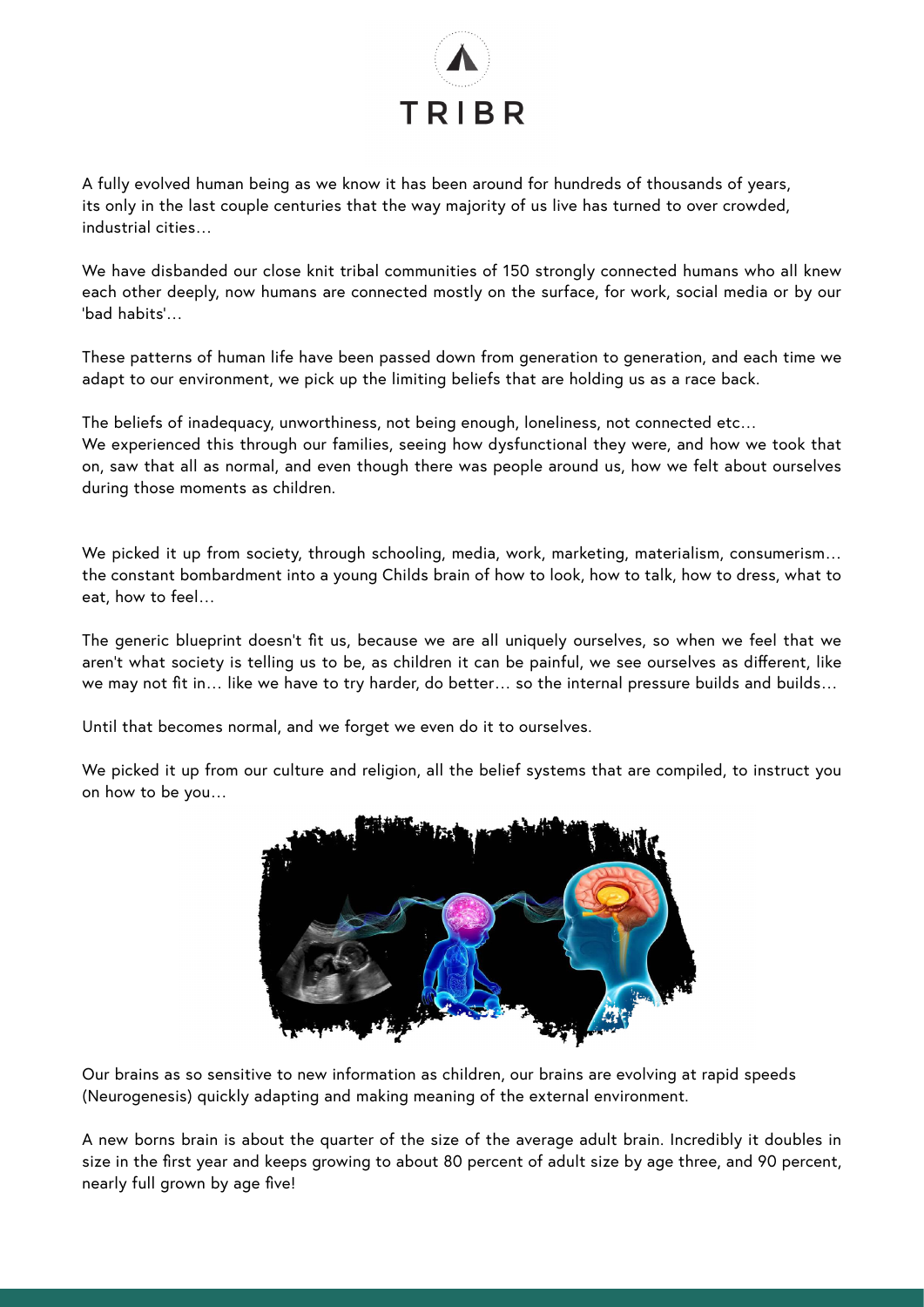# TRIBR

A fully evolved human being as we know it has been around for hundreds of thousands of years, its only in the last couple centuries that the way majority of us live has turned to over crowded, industrial cities…

We have disbanded our close knit tribal communities of 150 strongly connected humans who all knew each other deeply, now humans are connected mostly on the surface, for work, social media or by our 'bad habits'…

These patterns of human life have been passed down from generation to generation, and each time we adapt to our environment, we pick up the limiting beliefs that are holding us as a race back.

The beliefs of inadequacy, unworthiness, not being enough, loneliness, not connected etc…
We experienced this through our families, seeing how dysfunctional they were, and how we took that on, saw that all as normal, and even though there was people around us, how we felt about ourselves during those moments as children.

We picked it up from society, through schooling, media, work, marketing, materialism, consumerism… the constant bombardment into a young Childs brain of how to look, how to talk, how to dress, what to eat, how to feel…

The generic blueprint doesn't fit us, because we are all uniquely ourselves, so when we feel that we aren't what society is telling us to be, as children it can be painful, we see ourselves as different, like we may not fit in… like we have to try harder, do better… so the internal pressure builds and builds…

Until that becomes normal, and we forget we even do it to ourselves.

We picked it up from our culture and religion, all the belief systems that are compiled, to instruct you on how to be you…

Our brains as so sensitive to new information as children, our brains are evolving at rapid speeds (Neurogenesis) quickly adapting and making meaning of the external environment.

A new borns brain is about the quarter of the size of the average adult brain. Incredibly it doubles in size in the first year and keeps growing to about 80 percent of adult size by age three, and 90 percent, nearly full grown by age five!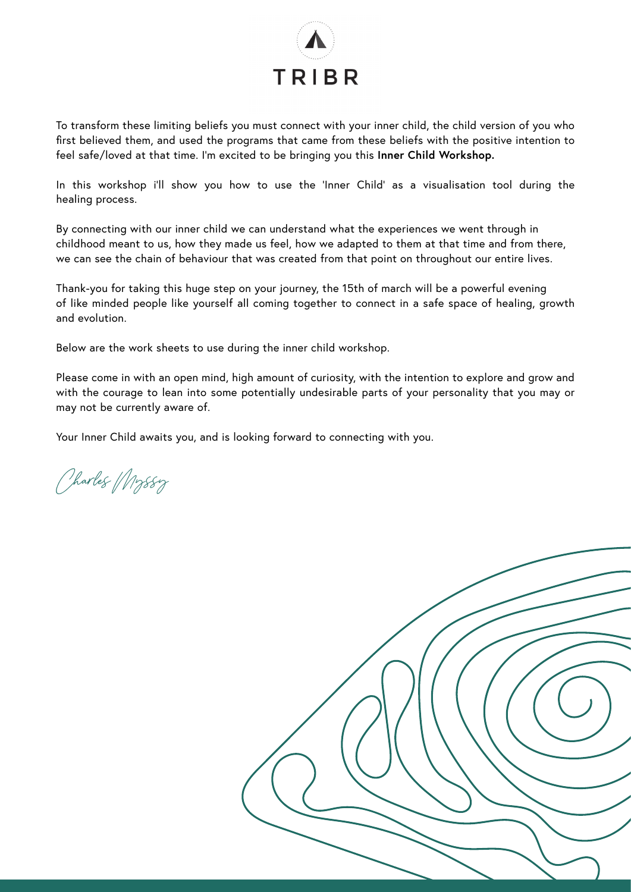TRIBR

To transform these limiting beliefs you must connect with your inner child, the child version of you who first believed them, and used the programs that came from these beliefs with the positive intention to feel safe/loved at that time. I'm excited to be bringing you this **Inner Child Workshop.**

In this workshop i'll show you how to use the 'Inner Child' as a visualisation tool during the healing process.

By connecting with our inner child we can understand what the experiences we went through in childhood meant to us, how they made us feel, how we adapted to them at that time and from there, we can see the chain of behaviour that was created from that point on throughout our entire lives.

Thank-you for taking this huge step on your journey, the 15th of march will be a powerful evening of like minded people like yourself all coming together to connect in a safe space of healing, growth and evolution.

Below are the work sheets to use during the inner child workshop.

Please come in with an open mind, high amount of curiosity, with the intention to explore and grow and with the courage to lean into some potentially undesirable parts of your personality that you may or may not be currently aware of.

Your Inner Child awaits you, and is looking forward to connecting with you.

Charles Myssy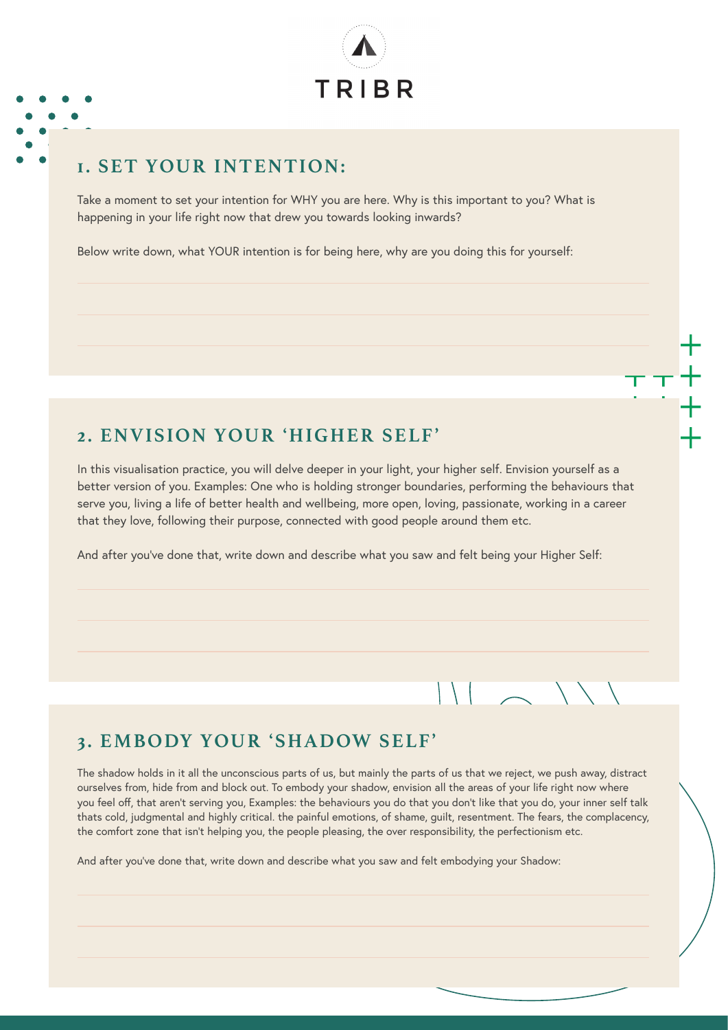# TRIBR

## 1. SET YOUR INTENTION:

Take a moment to set your intention for WHY you are here. Why is this important to you? What is happening in your life right now that drew you towards looking inwards?

Below write down, what YOUR intention is for being here, why are you doing this for yourself:

## 2. ENVISION YOUR 'HIGHER SELF'

In this visualisation practice, you will delve deeper in your light, your higher self. Envision yourself as a better version of you. Examples: One who is holding stronger boundaries, performing the behaviours that serve you, living a life of better health and wellbeing, more open, loving, passionate, working in a career that they love, following their purpose, connected with good people around them etc.

And after you've done that, write down and describe what you saw and felt being your Higher Self:

## 3. EMBODY YOUR 'SHADOW SELF'

The shadow holds in it all the unconscious parts of us, but mainly the parts of us that we reject, we push away, distract ourselves from, hide from and block out. To embody your shadow, envision all the areas of your life right now where you feel off, that aren't serving you, Examples: the behaviours you do that you don't like that you do, your inner self talk thats cold, judgmental and highly critical. the painful emotions, of shame, guilt, resentment. The fears, the complacency, the comfort zone that isn't helping you, the people pleasing, the over responsibility, the perfectionism etc.

And after you've done that, write down and describe what you saw and felt embodying your Shadow: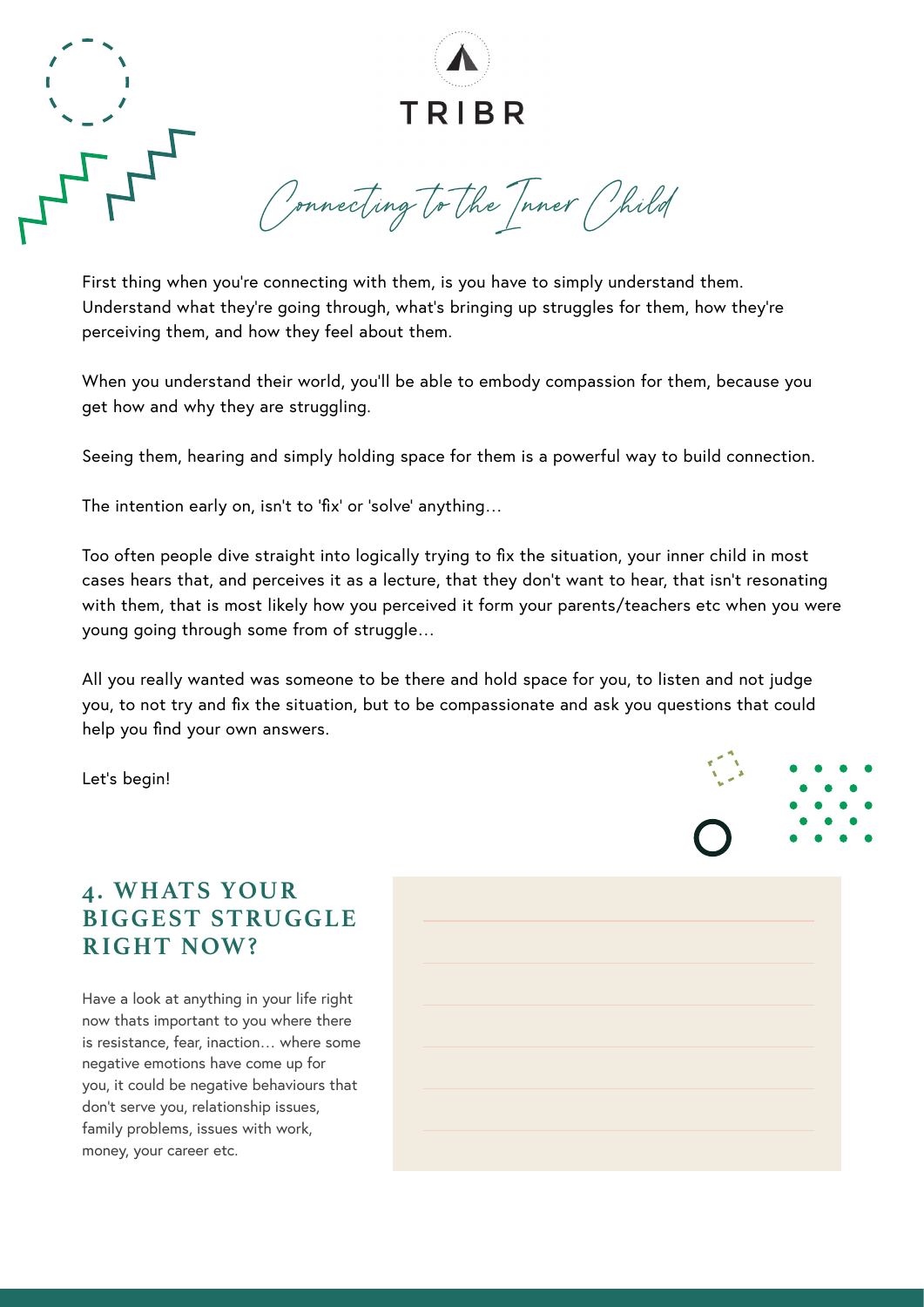TRIBR

# Connecting to the Inner Child

First thing when you're connecting with them, is you have to simply understand them. Understand what they're going through, what's bringing up struggles for them, how they're perceiving them, and how they feel about them.

When you understand their world, you'll be able to embody compassion for them, because you get how and why they are struggling.

Seeing them, hearing and simply holding space for them is a powerful way to build connection.

The intention early on, isn't to 'fix' or 'solve' anything...

Too often people dive straight into logically trying to fix the situation, your inner child in most cases hears that, and perceives it as a lecture, that they don't want to hear, that isn't resonating with them, that is most likely how you perceived it form your parents/teachers etc when you were young going through some from of struggle...

All you really wanted was someone to be there and hold space for you, to listen and not judge you, to not try and fix the situation, but to be compassionate and ask you questions that could help you find your own answers.

Let's begin!

## 4. WHATS YOUR BIGGEST STRUGGLE RIGHT NOW?

Have a look at anything in your life right now thats important to you where there is resistance, fear, inaction... where some negative emotions have come up for you, it could be negative behaviours that don't serve you, relationship issues, family problems, issues with work, money, your career etc.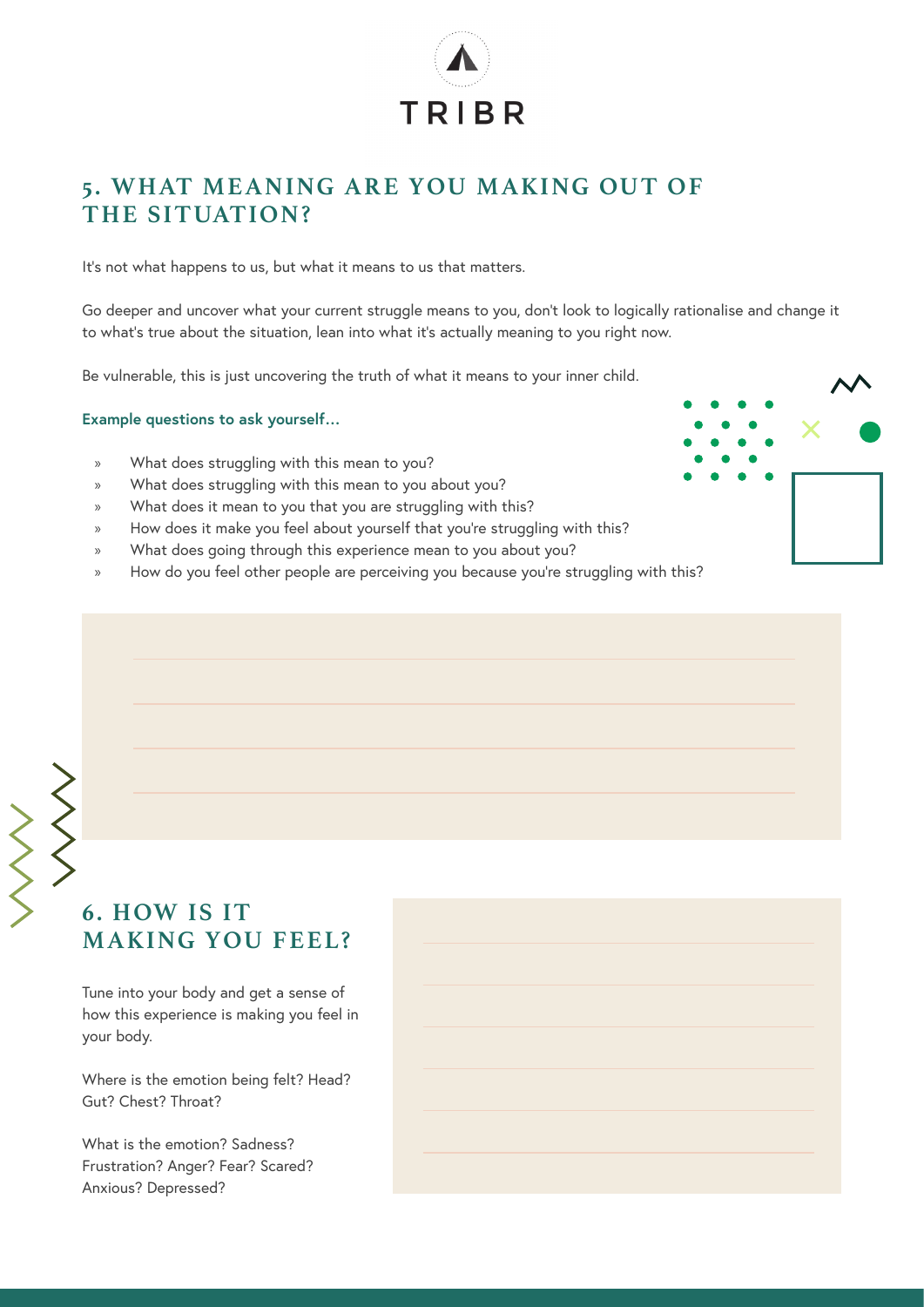## 5. WHAT MEANING ARE YOU MAKING OUT OF THE SITUATION?

It's not what happens to us, but what it means to us that matters.

Go deeper and uncover what your current struggle means to you, don't look to logically rationalise and change it to what's true about the situation, lean into what it's actually meaning to you right now.

Be vulnerable, this is just uncovering the truth of what it means to your inner child.

**Example questions to ask yourself...**

- What does struggling with this mean to you?
- What does struggling with this mean to you about you?
- What does it mean to you that you are struggling with this?
- How does it make you feel about yourself that you're struggling with this?
- What does going through this experience mean to you about you?
- How do you feel other people are perceiving you because you're struggling with this?

## 6. HOW IS IT MAKING YOU FEEL?

Tune into your body and get a sense of how this experience is making you feel in your body.

Where is the emotion being felt? Head? Gut? Chest? Throat?

What is the emotion? Sadness? Frustration? Anger? Fear? Scared? Anxious? Depressed?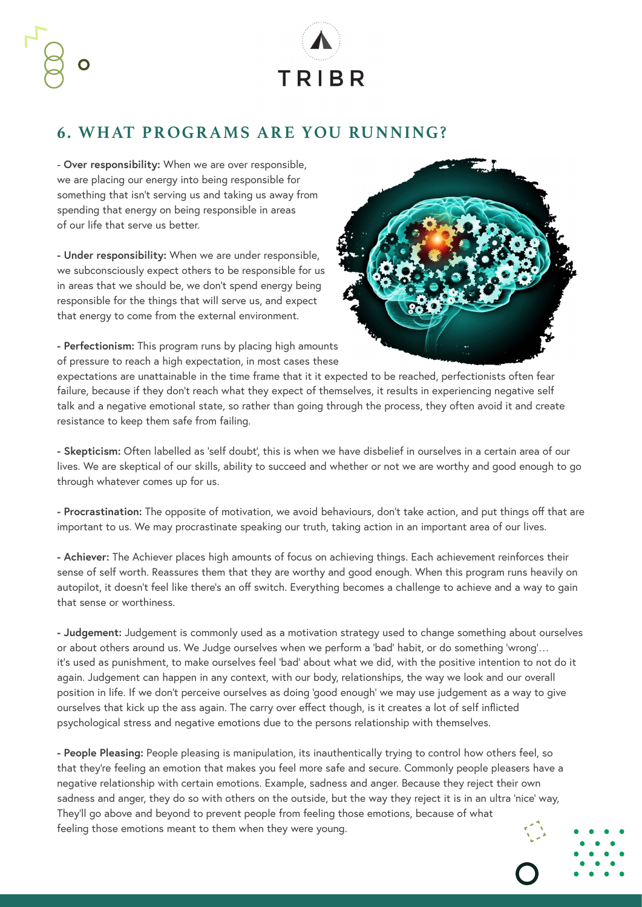## 6. WHAT PROGRAMS ARE YOU RUNNING?

- **Over responsibility:** When we are over responsible, we are placing our energy into being responsible for something that isn't serving us and taking us away from spending that energy on being responsible in areas of our life that serve us better.

- **Under responsibility:** When we are under responsible, we subconsciously expect others to be responsible for us in areas that we should be, we don't spend energy being responsible for the things that will serve us, and expect that energy to come from the external environment.

- **Perfectionism:** This program runs by placing high amounts of pressure to reach a high expectation, in most cases these expectations are unattainable in the time frame that it it expected to be reached, perfectionists often fear failure, because if they don't reach what they expect of themselves, it results in experiencing negative self talk and a negative emotional state, so rather than going through the process, they often avoid it and create resistance to keep them safe from failing.

- **Skepticism:** Often labelled as 'self doubt', this is when we have disbelief in ourselves in a certain area of our lives. We are skeptical of our skills, ability to succeed and whether or not we are worthy and good enough to go through whatever comes up for us.

- **Procrastination:** The opposite of motivation, we avoid behaviours, don't take action, and put things off that are important to us. We may procrastinate speaking our truth, taking action in an important area of our lives.

- **Achiever:** The Achiever places high amounts of focus on achieving things. Each achievement reinforces their sense of self worth. Reassures them that they are worthy and good enough. When this program runs heavily on autopilot, it doesn't feel like there's an off switch. Everything becomes a challenge to achieve and a way to gain that sense or worthiness.

- **Judgement:** Judgement is commonly used as a motivation strategy used to change something about ourselves or about others around us. We Judge ourselves when we perform a 'bad' habit, or do something 'wrong'… it's used as punishment, to make ourselves feel 'bad' about what we did, with the positive intention to not do it again. Judgement can happen in any context, with our body, relationships, the way we look and our overall position in life. If we don't perceive ourselves as doing 'good enough' we may use judgement as a way to give ourselves that kick up the ass again. The carry over effect though, is it creates a lot of self inflicted psychological stress and negative emotions due to the persons relationship with themselves.

- **People Pleasing:** People pleasing is manipulation, its inauthentically trying to control how others feel, so that they're feeling an emotion that makes you feel more safe and secure. Commonly people pleasers have a negative relationship with certain emotions. Example, sadness and anger. Because they reject their own sadness and anger, they do so with others on the outside, but the way they reject it is in an ultra 'nice' way, They'll go above and beyond to prevent people from feeling those emotions, because of what feeling those emotions meant to them when they were young.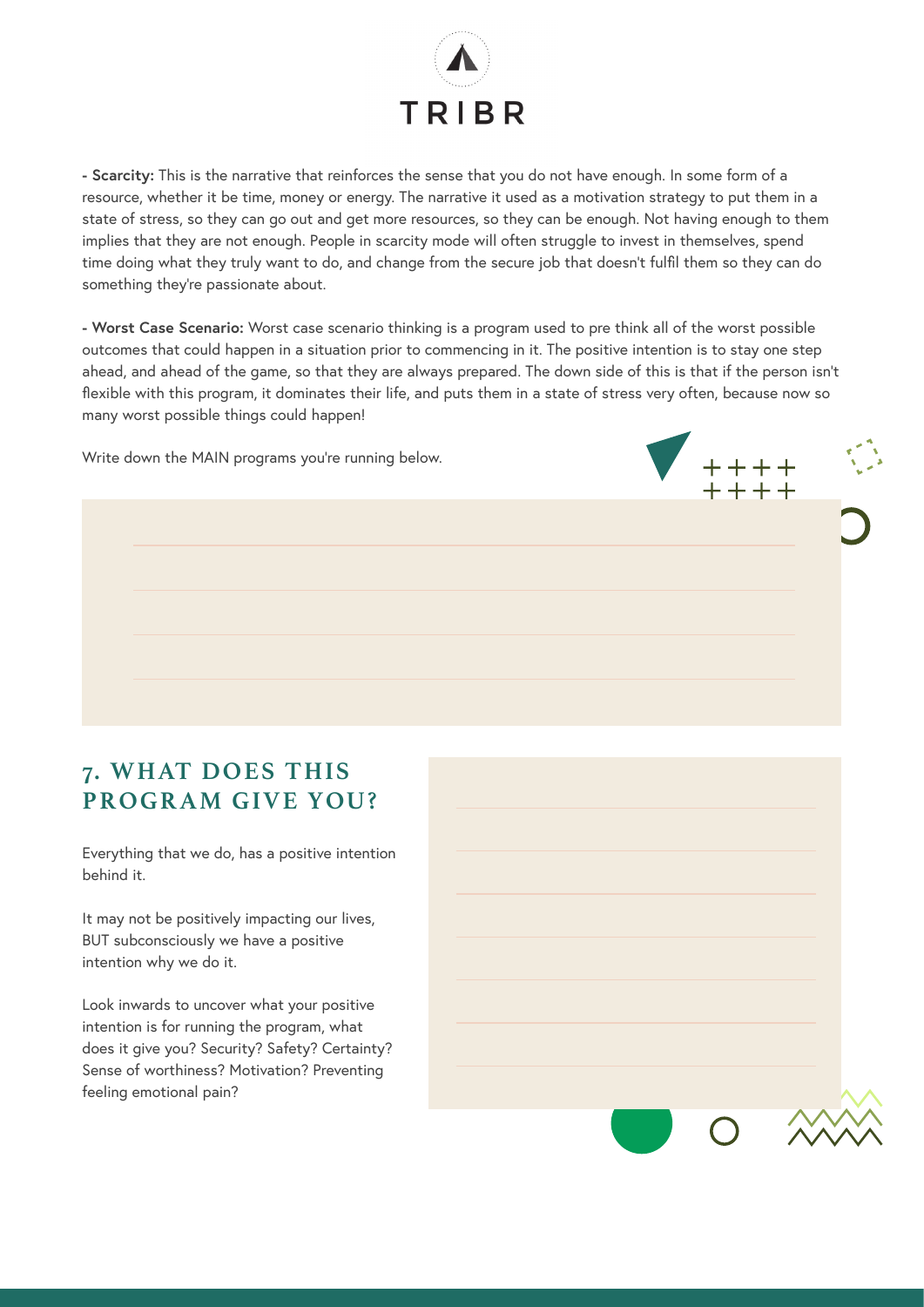- **Scarcity:** This is the narrative that reinforces the sense that you do not have enough. In some form of a resource, whether it be time, money or energy. The narrative it used as a motivation strategy to put them in a state of stress, so they can go out and get more resources, so they can be enough. Not having enough to them implies that they are not enough. People in scarcity mode will often struggle to invest in themselves, spend time doing what they truly want to do, and change from the secure job that doesn't fulfil them so they can do something they're passionate about.

- **Worst Case Scenario:** Worst case scenario thinking is a program used to pre think all of the worst possible outcomes that could happen in a situation prior to commencing in it. The positive intention is to stay one step ahead, and ahead of the game, so that they are always prepared. The down side of this is that if the person isn't flexible with this program, it dominates their life, and puts them in a state of stress very often, because now so many worst possible things could happen!

Write down the MAIN programs you're running below.

## 7. WHAT DOES THIS PROGRAM GIVE YOU?

Everything that we do, has a positive intention behind it.

It may not be positively impacting our lives, BUT subconsciously we have a positive intention why we do it.

Look inwards to uncover what your positive intention is for running the program, what does it give you? Security? Safety? Certainty? Sense of worthiness? Motivation? Preventing feeling emotional pain?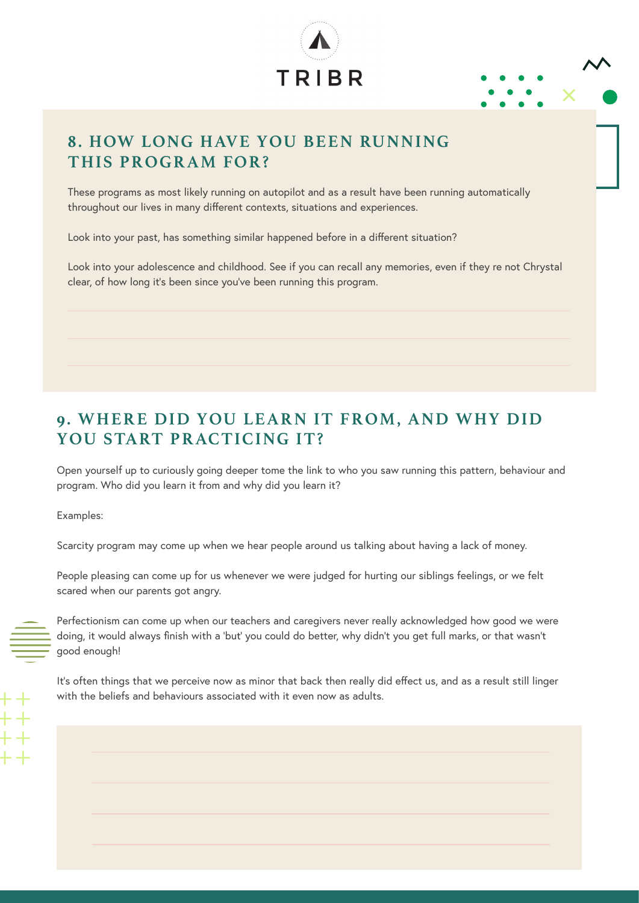## 8. HOW LONG HAVE YOU BEEN RUNNING THIS PROGRAM FOR?

These programs as most likely running on autopilot and as a result have been running automatically throughout our lives in many different contexts, situations and experiences.

Look into your past, has something similar happened before in a different situation?

Look into your adolescence and childhood. See if you can recall any memories, even if they re not Chrystal clear, of how long it's been since you've been running this program.

## 9. WHERE DID YOU LEARN IT FROM, AND WHY DID YOU START PRACTICING IT?

Open yourself up to curiously going deeper tome the link to who you saw running this pattern, behaviour and program. Who did you learn it from and why did you learn it?

Examples:

Scarcity program may come up when we hear people around us talking about having a lack of money.

People pleasing can come up for us whenever we were judged for hurting our siblings feelings, or we felt scared when our parents got angry.

Perfectionism can come up when our teachers and caregivers never really acknowledged how good we were doing, it would always finish with a 'but' you could do better, why didn't you get full marks, or that wasn't good enough!

It's often things that we perceive now as minor that back then really did effect us, and as a result still linger with the beliefs and behaviours associated with it even now as adults.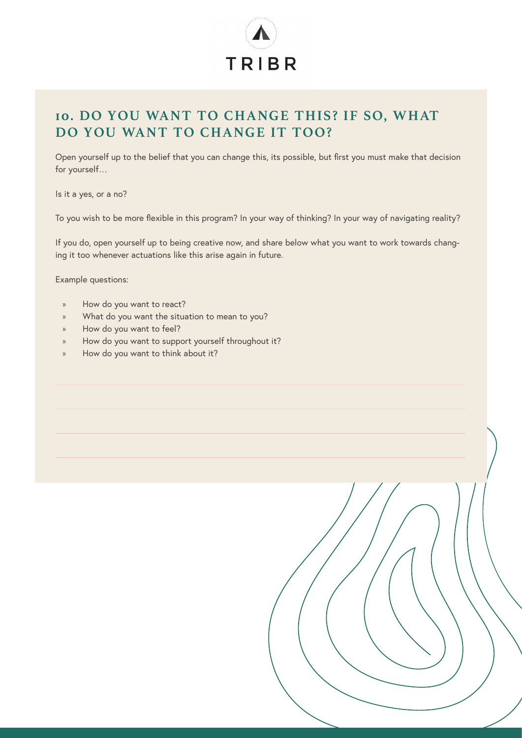## 10. DO YOU WANT TO CHANGE THIS? IF SO, WHAT DO YOU WANT TO CHANGE IT TOO?

Open yourself up to the belief that you can change this, its possible, but first you must make that decision for yourself…

Is it a yes, or a no?

To you wish to be more flexible in this program? In your way of thinking? In your way of navigating reality?

If you do, open yourself up to being creative now, and share below what you want to work towards changing it too whenever actuations like this arise again in future.

Example questions:

- How do you want to react?
- What do you want the situation to mean to you?
- How do you want to feel?
- How do you want to support yourself throughout it?
- How do you want to think about it?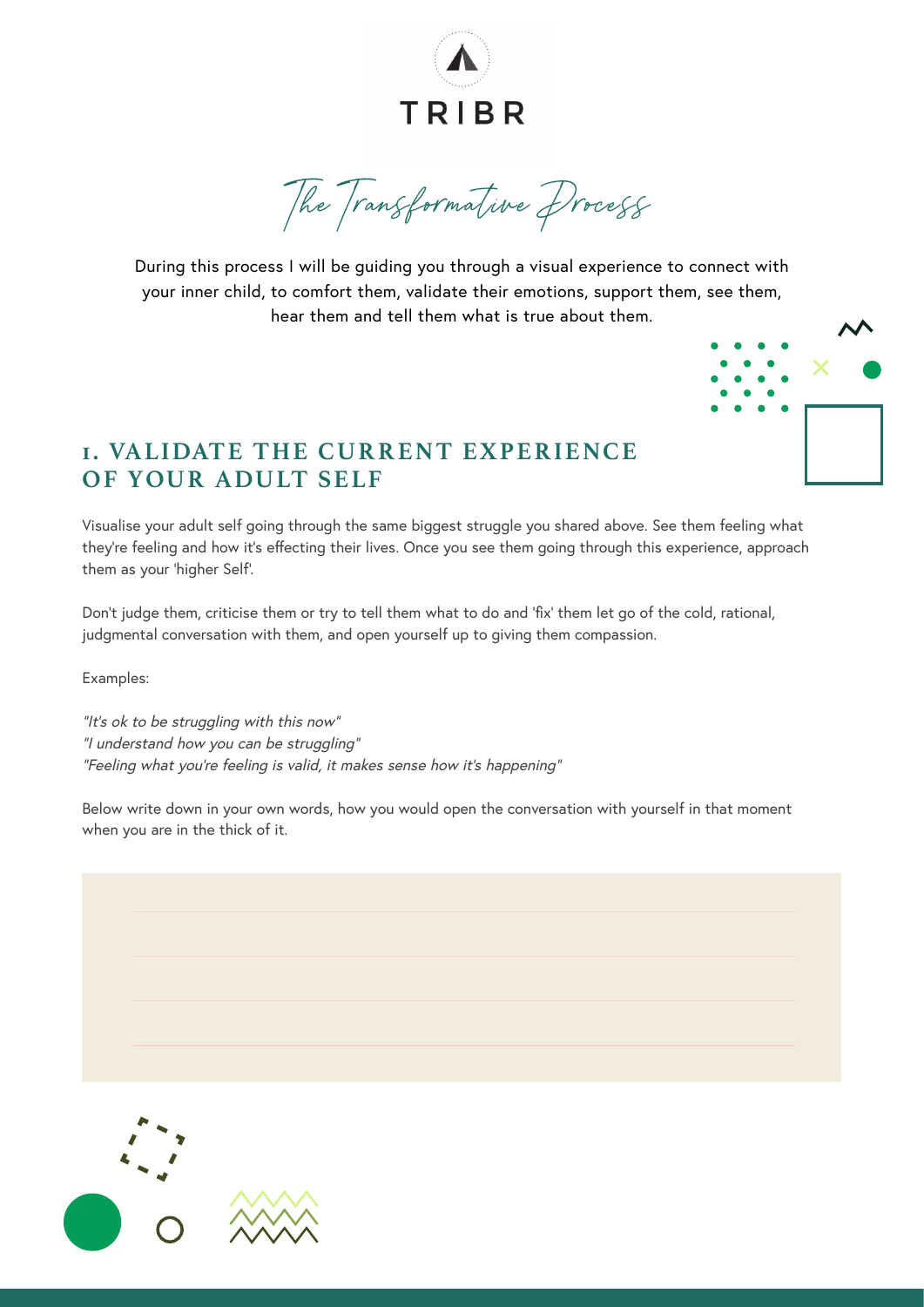TRIBR

# The Transformative Process

During this process I will be guiding you through a visual experience to connect with your inner child, to comfort them, validate their emotions, support them, see them, hear them and tell them what is true about them.

## 1. VALIDATE THE CURRENT EXPERIENCE OF YOUR ADULT SELF

Visualise your adult self going through the same biggest struggle you shared above. See them feeling what they're feeling and how it's effecting their lives. Once you see them going through this experience, approach them as your 'higher Self'.

Don't judge them, criticise them or try to tell them what to do and 'fix' them let go of the cold, rational, judgmental conversation with them, and open yourself up to giving them compassion.

Examples:

*"It's ok to be struggling with this now"*
*"I understand how you can be struggling"*
*"Feeling what you're feeling is valid, it makes sense how it's happening"*

Below write down in your own words, how you would open the conversation with yourself in that moment when you are in the thick of it.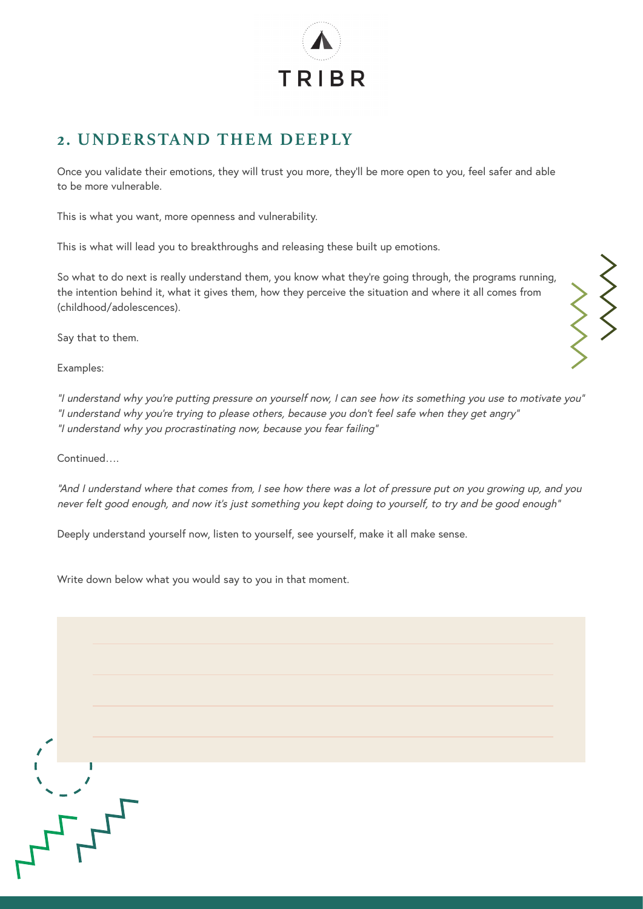TRIBR

## 2. UNDERSTAND THEM DEEPLY

Once you validate their emotions, they will trust you more, they'll be more open to you, feel safer and able to be more vulnerable.

This is what you want, more openness and vulnerability.

This is what will lead you to breakthroughs and releasing these built up emotions.

So what to do next is really understand them, you know what they're going through, the programs running, the intention behind it, what it gives them, how they perceive the situation and where it all comes from (childhood/adolescences).

Say that to them.

Examples:

*"I understand why you're putting pressure on yourself now, I can see how its something you use to motivate you"*
*"I understand why you're trying to please others, because you don't feel safe when they get angry"*
*"I understand why you procrastinating now, because you fear failing"*

Continued….

*"And I understand where that comes from, I see how there was a lot of pressure put on you growing up, and you never felt good enough, and now it's just something you kept doing to yourself, to try and be good enough"*

Deeply understand yourself now, listen to yourself, see yourself, make it all make sense.

Write down below what you would say to you in that moment.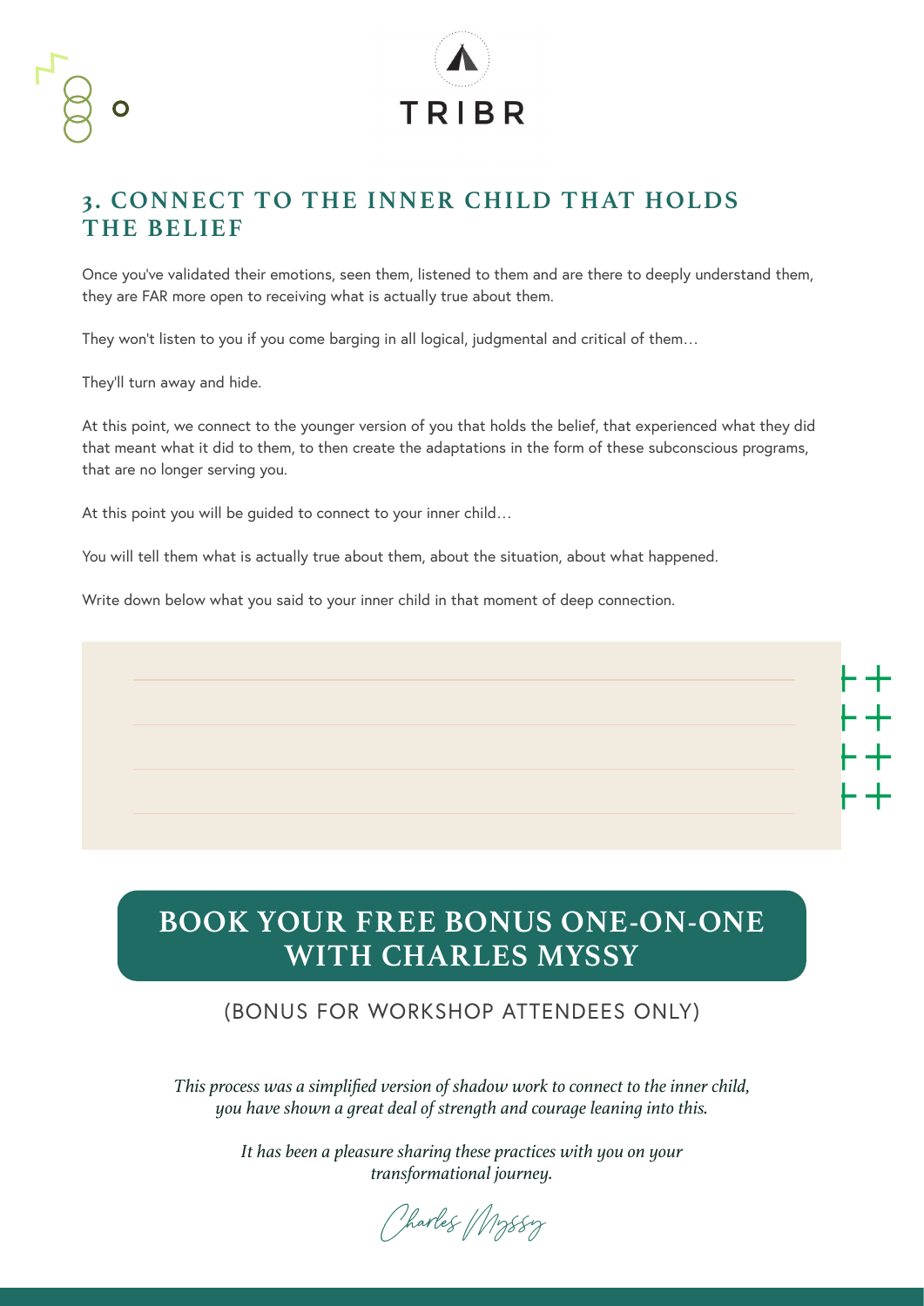## 3. CONNECT TO THE INNER CHILD THAT HOLDS THE BELIEF

Once you've validated their emotions, seen them, listened to them and are there to deeply understand them, they are FAR more open to receiving what is actually true about them.

They won't listen to you if you come barging in all logical, judgmental and critical of them…

They'll turn away and hide.

At this point, we connect to the younger version of you that holds the belief, that experienced what they did that meant what it did to them, to then create the adaptations in the form of these subconscious programs, that are no longer serving you.

At this point you will be guided to connect to your inner child…

You will tell them what is actually true about them, about the situation, about what happened.

Write down below what you said to your inner child in that moment of deep connection.

## BOOK YOUR FREE BONUS ONE-ON-ONE WITH CHARLES MYSSY

(BONUS FOR WORKSHOP ATTENDEES ONLY)

*This process was a simplified version of shadow work to connect to the inner child, you have shown a great deal of strength and courage leaning into this.*

*It has been a pleasure sharing these practices with you on your transformational journey.*

Charles Myssy